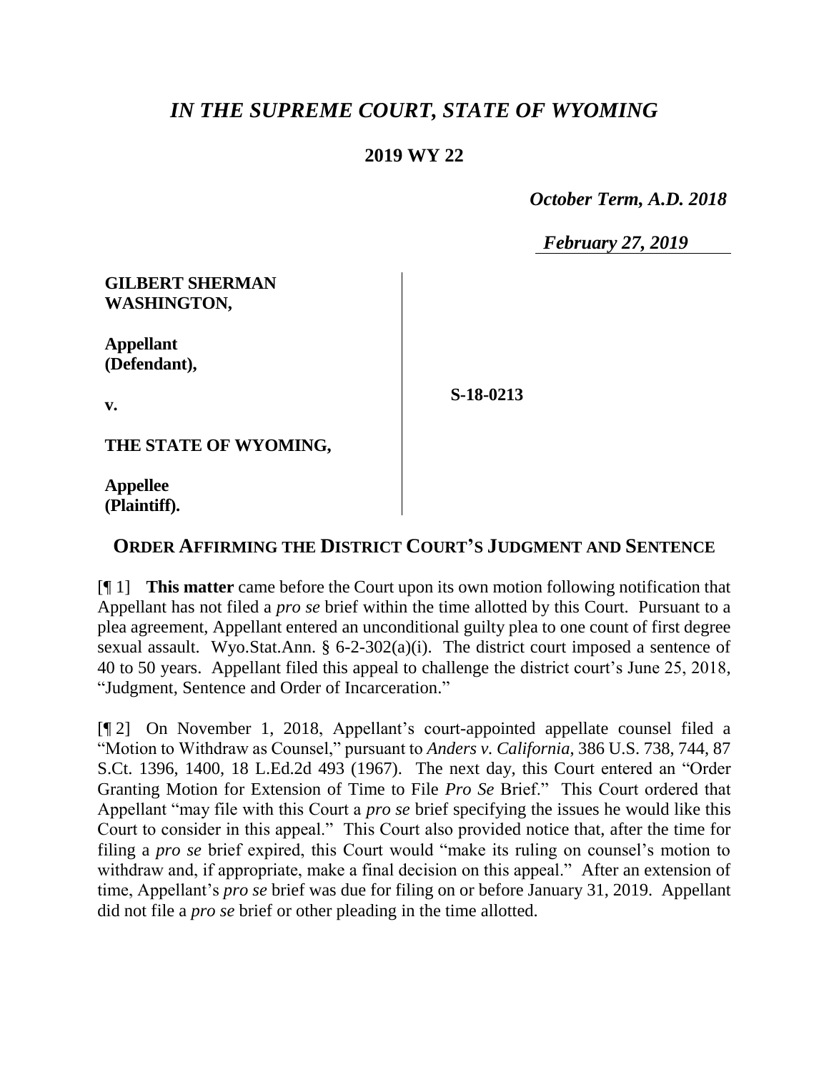# *IN THE SUPREME COURT, STATE OF WYOMING*

**2019 WY 22**

*October Term, A.D. 2018*

*February 27, 2019*

| | |
|---|---|
| **GILBERT SHERMAN WASHINGTON,**<br><br>**Appellant (Defendant),**<br><br>**v.**<br><br>**THE STATE OF WYOMING,**<br><br>**Appellee (Plaintiff).** | **S-18-0213** |

## ORDER AFFIRMING THE DISTRICT COURT'S JUDGMENT AND SENTENCE

[¶ 1] **This matter** came before the Court upon its own motion following notification that Appellant has not filed a *pro se* brief within the time allotted by this Court. Pursuant to a plea agreement, Appellant entered an unconditional guilty plea to one count of first degree sexual assault. Wyo.Stat.Ann. § 6-2-302(a)(i). The district court imposed a sentence of 40 to 50 years. Appellant filed this appeal to challenge the district court's June 25, 2018, "Judgment, Sentence and Order of Incarceration."

[¶ 2] On November 1, 2018, Appellant's court-appointed appellate counsel filed a "Motion to Withdraw as Counsel," pursuant to *Anders v. California*, 386 U.S. 738, 744, 87 S.Ct. 1396, 1400, 18 L.Ed.2d 493 (1967). The next day, this Court entered an "Order Granting Motion for Extension of Time to File *Pro Se* Brief." This Court ordered that Appellant "may file with this Court a *pro se* brief specifying the issues he would like this Court to consider in this appeal." This Court also provided notice that, after the time for filing a *pro se* brief expired, this Court would "make its ruling on counsel's motion to withdraw and, if appropriate, make a final decision on this appeal." After an extension of time, Appellant's *pro se* brief was due for filing on or before January 31, 2019. Appellant did not file a *pro se* brief or other pleading in the time allotted.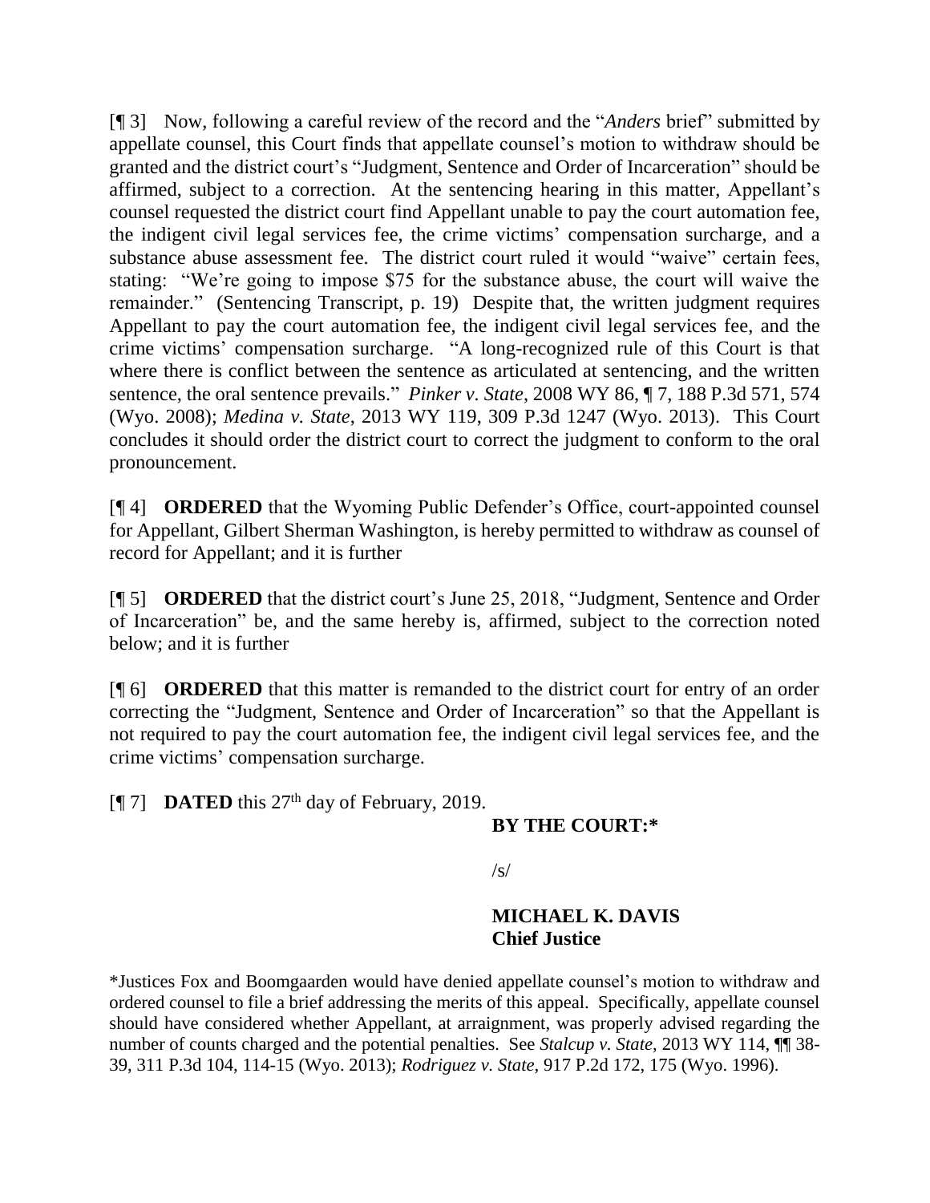[¶ 3] Now, following a careful review of the record and the "*Anders* brief" submitted by appellate counsel, this Court finds that appellate counsel's motion to withdraw should be granted and the district court's "Judgment, Sentence and Order of Incarceration" should be affirmed, subject to a correction. At the sentencing hearing in this matter, Appellant's counsel requested the district court find Appellant unable to pay the court automation fee, the indigent civil legal services fee, the crime victims' compensation surcharge, and a substance abuse assessment fee. The district court ruled it would "waive" certain fees, stating: "We're going to impose $75 for the substance abuse, the court will waive the remainder." (Sentencing Transcript, p. 19) Despite that, the written judgment requires Appellant to pay the court automation fee, the indigent civil legal services fee, and the crime victims' compensation surcharge. "A long-recognized rule of this Court is that where there is conflict between the sentence as articulated at sentencing, and the written sentence, the oral sentence prevails." *Pinker v. State*, 2008 WY 86, ¶ 7, 188 P.3d 571, 574 (Wyo. 2008); *Medina v. State*, 2013 WY 119, 309 P.3d 1247 (Wyo. 2013). This Court concludes it should order the district court to correct the judgment to conform to the oral pronouncement.

[¶ 4] **ORDERED** that the Wyoming Public Defender's Office, court-appointed counsel for Appellant, Gilbert Sherman Washington, is hereby permitted to withdraw as counsel of record for Appellant; and it is further

[¶ 5] **ORDERED** that the district court's June 25, 2018, "Judgment, Sentence and Order of Incarceration" be, and the same hereby is, affirmed, subject to the correction noted below; and it is further

[¶ 6] **ORDERED** that this matter is remanded to the district court for entry of an order correcting the "Judgment, Sentence and Order of Incarceration" so that the Appellant is not required to pay the court automation fee, the indigent civil legal services fee, and the crime victims' compensation surcharge.

[¶ 7] **DATED** this 27th day of February, 2019.

**BY THE COURT:***

/s/

**MICHAEL K. DAVIS**
**Chief Justice**

*Justices Fox and Boomgaarden would have denied appellate counsel's motion to withdraw and ordered counsel to file a brief addressing the merits of this appeal. Specifically, appellate counsel should have considered whether Appellant, at arraignment, was properly advised regarding the number of counts charged and the potential penalties. See *Stalcup v. State*, 2013 WY 114, ¶¶ 38-39, 311 P.3d 104, 114-15 (Wyo. 2013); *Rodriguez v. State*, 917 P.2d 172, 175 (Wyo. 1996).